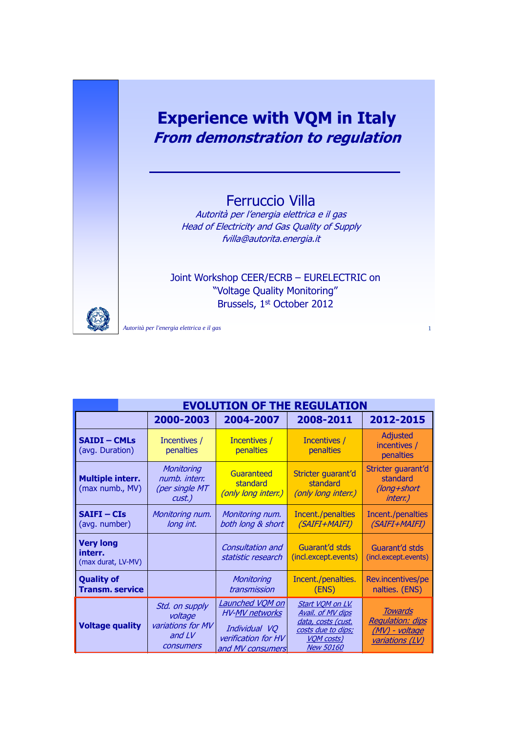# Experience with VQM in Italy

## *From demonstration to regulation*

Ferruccio Villa

*Autorità per l'energia elettrica e il gas*
*Head of Electricity and Gas Quality of Supply*
*fvilla@autorita.energia.it*

Joint Workshop CEER/ECRB – EURELECTRIC on "Voltage Quality Monitoring"
Brussels, 1st October 2012

## EVOLUTION OF THE REGULATION

| | 2000-2003 | 2004-2007 | 2008-2011 | 2012-2015 |
|---|---|---|---|---|
| **SAIDI – CMLs** (avg. Duration) | Incentives / penalties | Incentives / penalties | Incentives / penalties | Adjusted incentives / penalties |
| **Multiple interr.** (max numb., MV) | *Monitoring numb. interr. (per single MT cust.)* | Guaranteed standard *(only long interr.)* | Stricter guarant'd standard *(only long interr.)* | Stricter guarant'd standard *(long+short interr.)* |
| **SAIFI – CIs** (avg. number) | *Monitoring num. long int.* | *Monitoring num. both long & short* | Incent./penalties *(SAIFI+MAIFI)* | Incent./penalties *(SAIFI+MAIFI)* |
| **Very long interr.** (max durat, LV-MV) | | *Consultation and statistic research* | Guarant'd stds (incl.except.events) | Guarant'd stds (incl.except.events) |
| **Quality of Transm. service** | | *Monitoring transmission* | Incent./penalties. (ENS) | Rev.incentives/penalties. (ENS) |
| **Voltage quality** | *Std. on supply voltage variations for MV and LV consumers* | *Launched VQM on HV-MV networks* *Individual VQ verification for HV and MV consumers* | *Start VQM on LV. Avail. of MV dips data, costs (cust. costs due to dips; VQM costs) New 50160* | *Towards Regulation: dips (MV) - voltage variations (LV)* |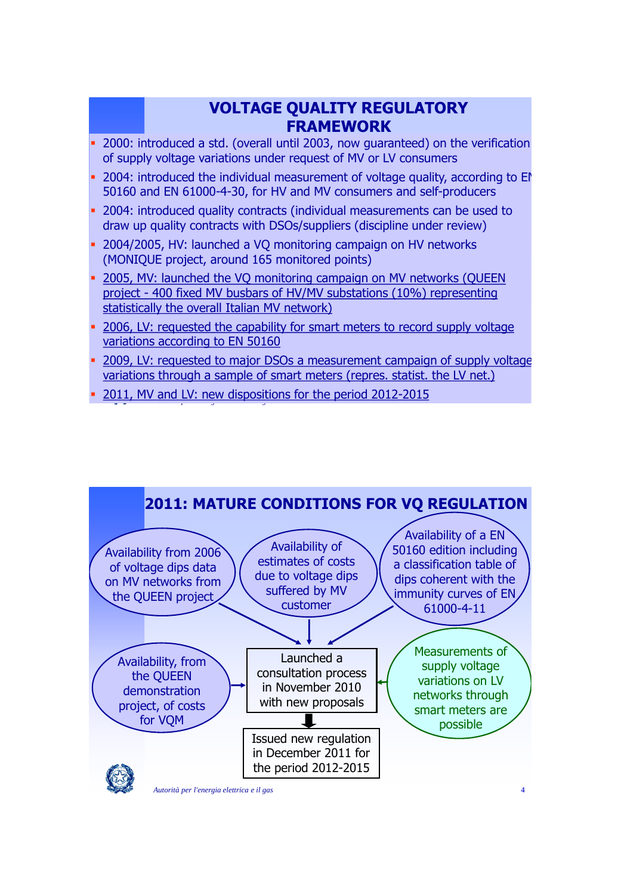## VOLTAGE QUALITY REGULATORY FRAMEWORK

- 2000: introduced a std. (overall until 2003, now guaranteed) on the verification of supply voltage variations under request of MV or LV consumers
- 2004: introduced the individual measurement of voltage quality, according to EN 50160 and EN 61000-4-30, for HV and MV consumers and self-producers
- 2004: introduced quality contracts (individual measurements can be used to draw up quality contracts with DSOs/suppliers (discipline under review)
- 2004/2005, HV: launched a VQ monitoring campaign on HV networks (MONIQUE project, around 165 monitored points)
- <u>2005, MV: launched the VQ monitoring campaign on MV networks (QUEEN project - 400 fixed MV busbars of HV/MV substations (10%) representing statistically the overall Italian MV network)</u>
- <u>2006, LV: requested the capability for smart meters to record supply voltage variations according to EN 50160</u>
- <u>2009, LV: requested to major DSOs a measurement campaign of supply voltage variations through a sample of smart meters (repres. statist. the LV net.)</u>
- <u>2011, MV and LV: new dispositions for the period 2012-2015</u>

## 2011: MATURE CONDITIONS FOR VQ REGULATION

- Availability from 2006 of voltage dips data on MV networks from the QUEEN project
- Availability of estimates of costs due to voltage dips suffered by MV customer
- Availability of a EN 50160 edition including a classification table of dips coherent with the immunity curves of EN 61000-4-11
- Availability, from the QUEEN demonstration project, of costs for VQM
- Measurements of supply voltage variations on LV networks through smart meters are possible

→ Launched a consultation process in November 2010 with new proposals

→ Issued new regulation in December 2011 for the period 2012-2015

*Autorità per l'energia elettrica e il gas*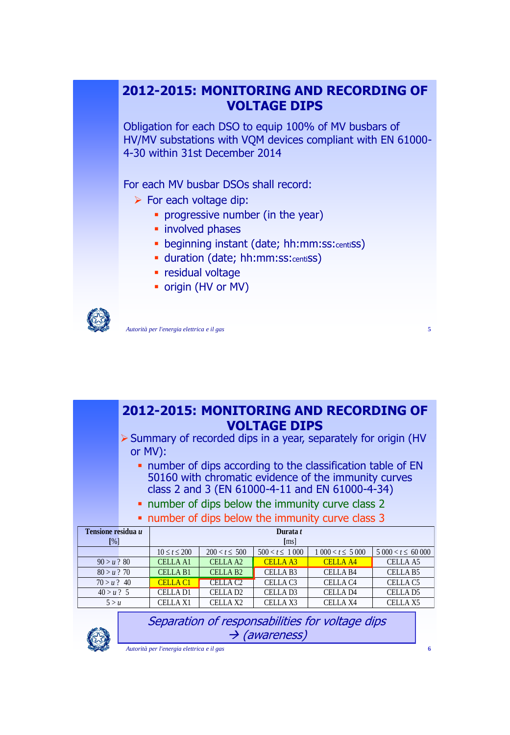# 2012-2015: MONITORING AND RECORDING OF VOLTAGE DIPS

Obligation for each DSO to equip 100% of MV busbars of HV/MV substations with VQM devices compliant with EN 61000-4-30 within 31st December 2014

For each MV busbar DSOs shall record:

- For each voltage dip:
  - progressive number (in the year)
  - involved phases
  - beginning instant (date; hh:mm:ss:centiss)
  - duration (date; hh:mm:ss:centiss)
  - residual voltage
  - origin (HV or MV)

*Autorità per l'energia elettrica e il gas*

# 2012-2015: MONITORING AND RECORDING OF VOLTAGE DIPS

- Summary of recorded dips in a year, separately for origin (HV or MV):
  - number of dips according to the classification table of EN 50160 with chromatic evidence of the immunity curves class 2 and 3 (EN 61000-4-11 and EN 61000-4-34)
  - number of dips below the immunity curve class 2
  - number of dips below the immunity curve class 3

| Tensione residua $u$ [%] | Durata $t$ [ms] | | | | |
|---|---|---|---|---|---|
| | $10 \leq t \leq 200$ | $200 < t \leq 500$ | $500 < t \leq 1\,000$ | $1\,000 < t \leq 5\,000$ | $5\,000 < t \leq 60\,000$ |
| $90 > u$ ? 80 | CELLA A1 | CELLA A2 | CELLA A3 | CELLA A4 | CELLA A5 |
| $80 > u$ ? 70 | CELLA B1 | CELLA B2 | CELLA B3 | CELLA B4 | CELLA B5 |
| $70 > u$ ? 40 | CELLA C1 | CELLA C2 | CELLA C3 | CELLA C4 | CELLA C5 |
| $40 > u$ ? 5 | CELLA D1 | CELLA D2 | CELLA D3 | CELLA D4 | CELLA D5 |
| $5 > u$ | CELLA X1 | CELLA X2 | CELLA X3 | CELLA X4 | CELLA X5 |

*Separation of responsabilities for voltage dips → (awareness)*

*Autorità per l'energia elettrica e il gas*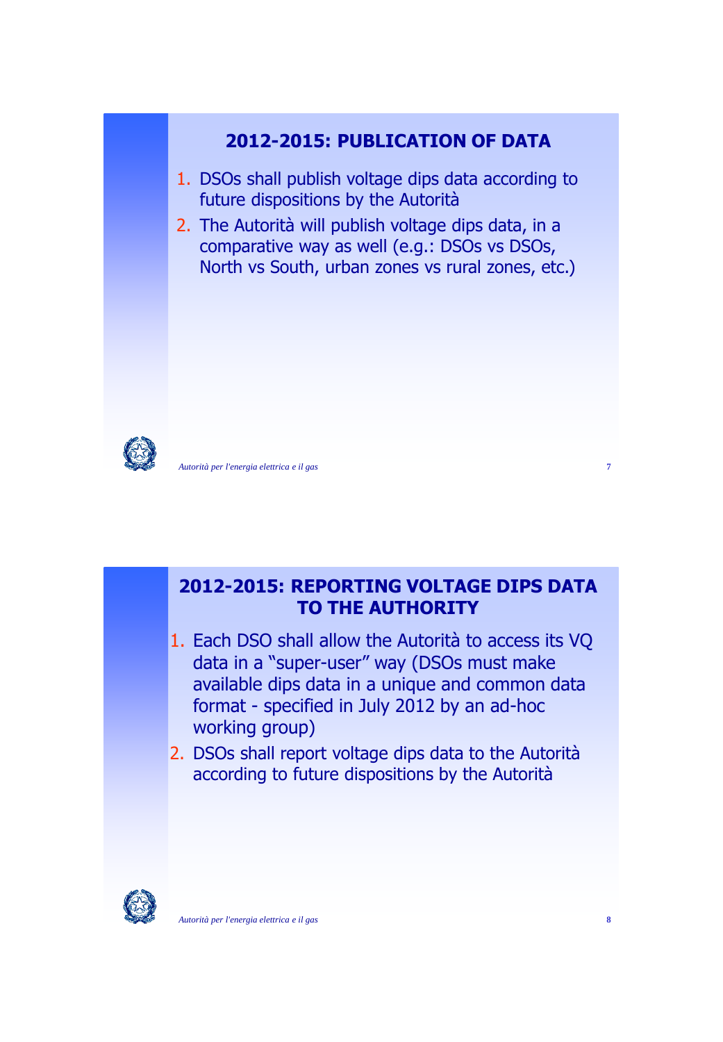## 2012-2015: PUBLICATION OF DATA

1. DSOs shall publish voltage dips data according to future dispositions by the Autorità
2. The Autorità will publish voltage dips data, in a comparative way as well (e.g.: DSOs vs DSOs, North vs South, urban zones vs rural zones, etc.)

## 2012-2015: REPORTING VOLTAGE DIPS DATA TO THE AUTHORITY

1. Each DSO shall allow the Autorità to access its VQ data in a "super-user" way (DSOs must make available dips data in a unique and common data format - specified in July 2012 by an ad-hoc working group)
2. DSOs shall report voltage dips data to the Autorità according to future dispositions by the Autorità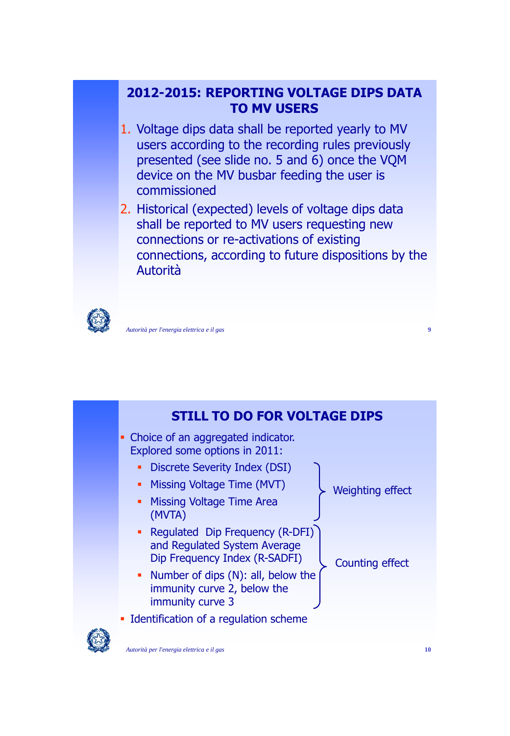## 2012-2015: REPORTING VOLTAGE DIPS DATA TO MV USERS

1. Voltage dips data shall be reported yearly to MV users according to the recording rules previously presented (see slide no. 5 and 6) once the VQM device on the MV busbar feeding the user is commissioned
2. Historical (expected) levels of voltage dips data shall be reported to MV users requesting new connections or re-activations of existing connections, according to future dispositions by the Autorità

## STILL TO DO FOR VOLTAGE DIPS

- Choice of an aggregated indicator. Explored some options in 2011:
  - Discrete Severity Index (DSI)
  - Missing Voltage Time (MVT)
  - Missing Voltage Time Area (MVTA)

  } Weighting effect

  - Regulated Dip Frequency (R-DFI) and Regulated System Average Dip Frequency Index (R-SADFI)
  - Number of dips (N): all, below the immunity curve 2, below the immunity curve 3

  } Counting effect
- Identification of a regulation scheme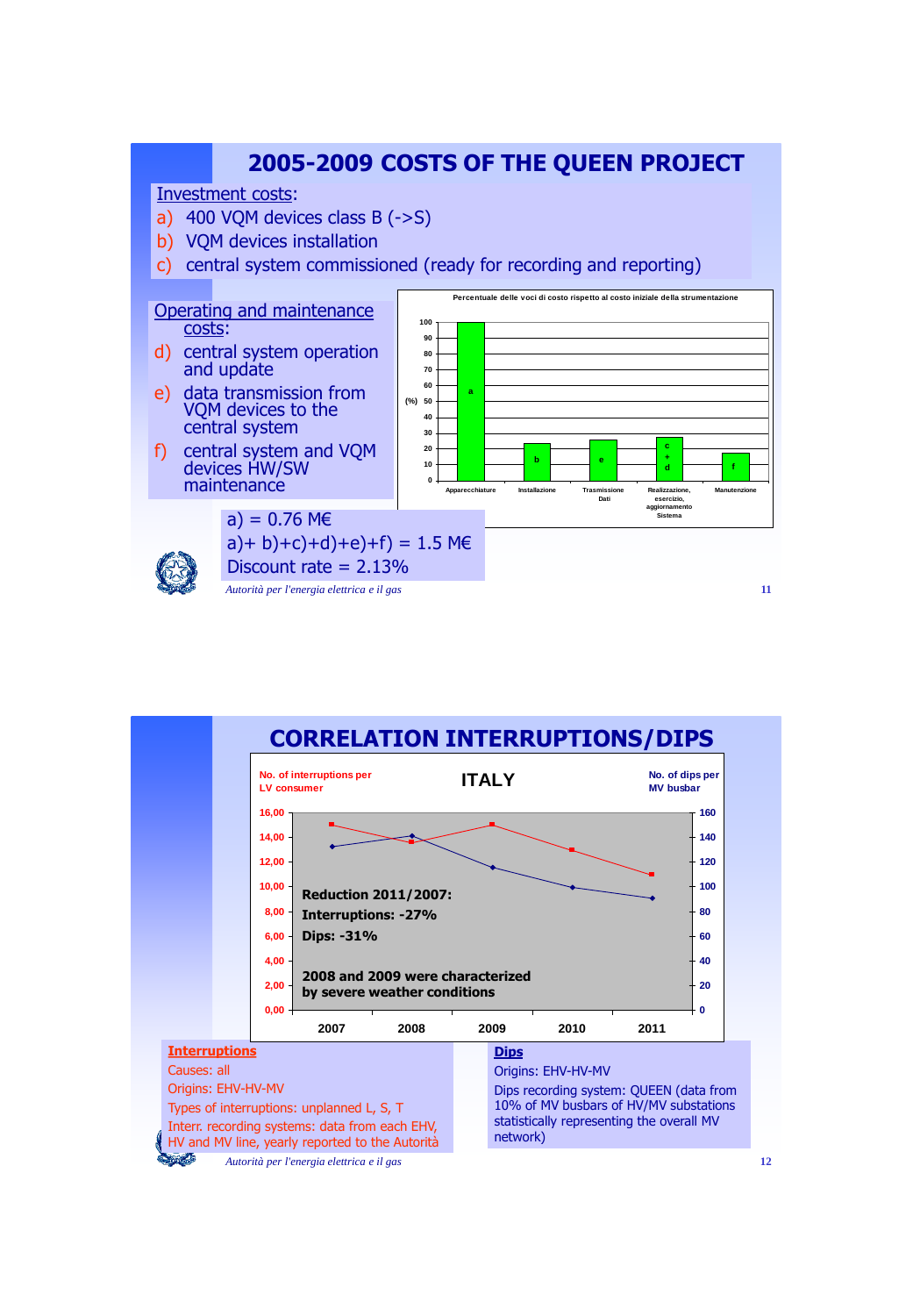# 2005-2009 COSTS OF THE QUEEN PROJECT

Investment costs:

a) 400 VQM devices class B (->S)
b) VQM devices installation
c) central system commissioned (ready for recording and reporting)

Operating and maintenance costs:

d) central system operation and update
e) data transmission from VQM devices to the central system
f) central system and VQM devices HW/SW maintenance

Percentuale delle voci di costo rispetto al costo iniziale della strumentazione

| | (%) |
|---|---|
| Apparecchiature (a) | 100 |
| Installazione (b) | ~23 |
| Trasmissione Dati (e) | ~26 |
| Realizzazione, esercizio, aggiornamento Sistema (c + d) | ~28 |
| Manutenzione (f) | ~17 |

a) = 0.76 M€

a)+ b)+c)+d)+e)+f) = 1.5 M€

Discount rate = 2.13%

*Autorità per l'energia elettrica e il gas*

# CORRELATION INTERRUPTIONS/DIPS

ITALY

No. of interruptions per LV consumer / No. of dips per MV busbar

| | 2007 | 2008 | 2009 | 2010 | 2011 |
|---|---|---|---|---|---|
| No. of interruptions per LV consumer | ~13.3 | ~14.1 | ~11.6 | ~10.0 | ~9.1 |
| No. of dips per MV busbar | ~150 | ~136 | ~150 | ~130 | ~110 |

**Reduction 2011/2007:**
**Interruptions: -27%**
**Dips: -31%**

**2008 and 2009 were characterized by severe weather conditions**

**Interruptions**

Causes: all
Origins: EHV-HV-MV
Types of interruptions: unplanned L, S, T
Interr. recording systems: data from each EHV, HV and MV line, yearly reported to the Autorità

**Dips**

Origins: EHV-HV-MV
Dips recording system: QUEEN (data from 10% of MV busbars of HV/MV substations statistically representing the overall MV network)

*Autorità per l'energia elettrica e il gas*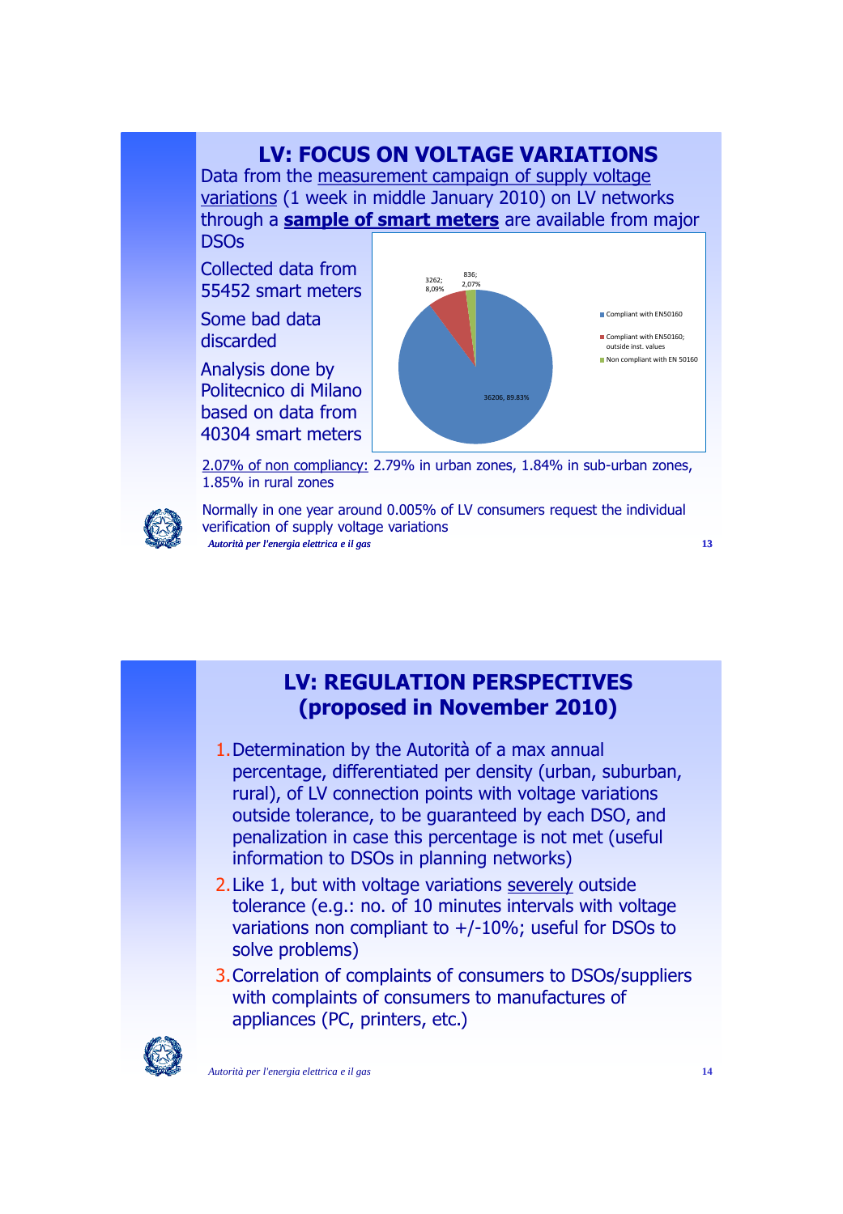# LV: FOCUS ON VOLTAGE VARIATIONS

Data from the measurement campaign of supply voltage variations (1 week in middle January 2010) on LV networks through a **sample of smart meters** are available from major DSOs

Collected data from 55452 smart meters

Some bad data discarded

Analysis done by Politecnico di Milano based on data from 40304 smart meters

| Category | Count | Percentage |
|---|---|---|
| Compliant with EN50160 | 36206 | 89.83% |
| Compliant with EN50160; outside inst. values | 3262 | 8,09% |
| Non compliant with EN 50160 | 836 | 2,07% |

2.07% of non compliancy: 2.79% in urban zones, 1.84% in sub-urban zones, 1.85% in rural zones

Normally in one year around 0.005% of LV consumers request the individual verification of supply voltage variations

*Autorità per l'energia elettrica e il gas*

# LV: REGULATION PERSPECTIVES (proposed in November 2010)

1. Determination by the Autorità of a max annual percentage, differentiated per density (urban, suburban, rural), of LV connection points with voltage variations outside tolerance, to be guaranteed by each DSO, and penalization in case this percentage is not met (useful information to DSOs in planning networks)
2. Like 1, but with voltage variations severely outside tolerance (e.g.: no. of 10 minutes intervals with voltage variations non compliant to +/-10%; useful for DSOs to solve problems)
3. Correlation of complaints of consumers to DSOs/suppliers with complaints of consumers to manufactures of appliances (PC, printers, etc.)

*Autorità per l'energia elettrica e il gas*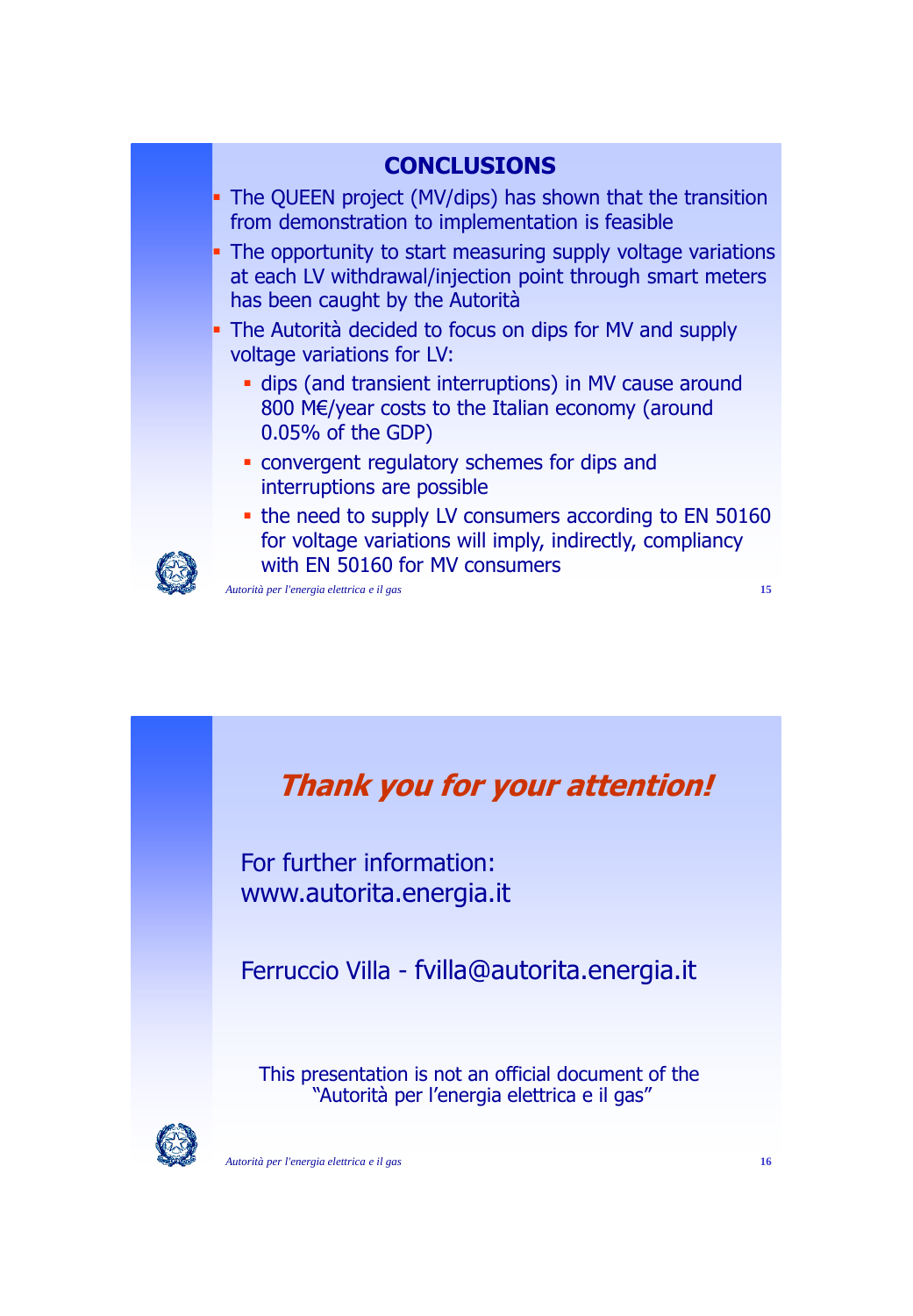## CONCLUSIONS

- The QUEEN project (MV/dips) has shown that the transition from demonstration to implementation is feasible
- The opportunity to start measuring supply voltage variations at each LV withdrawal/injection point through smart meters has been caught by the Autorità
- The Autorità decided to focus on dips for MV and supply voltage variations for LV:
  - dips (and transient interruptions) in MV cause around 800 M€/year costs to the Italian economy (around 0.05% of the GDP)
  - convergent regulatory schemes for dips and interruptions are possible
  - the need to supply LV consumers according to EN 50160 for voltage variations will imply, indirectly, compliancy with EN 50160 for MV consumers

## *Thank you for your attention!*

For further information:
www.autorita.energia.it

Ferruccio Villa - fvilla@autorita.energia.it

This presentation is not an official document of the "Autorità per l'energia elettrica e il gas"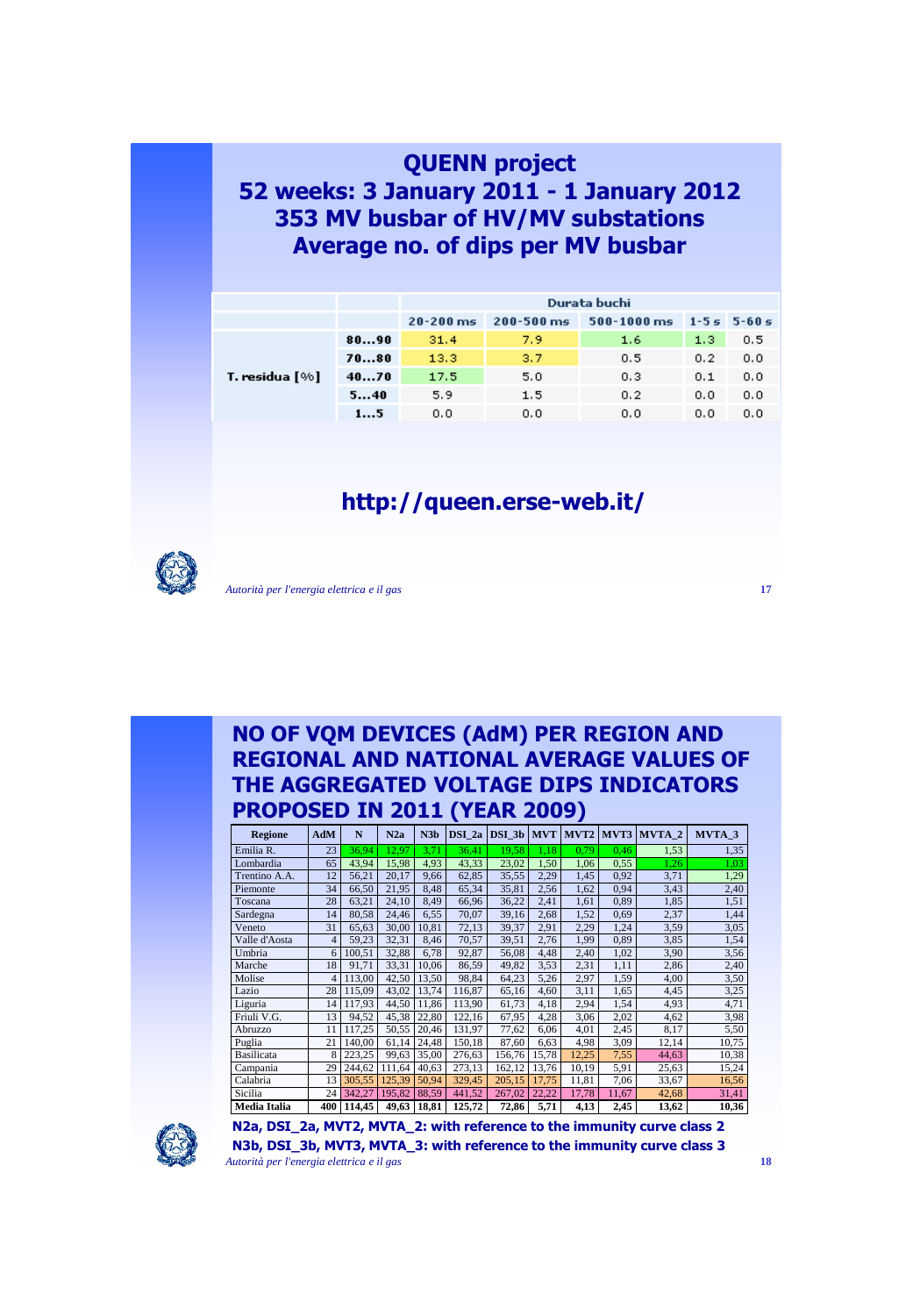# QUENN project
# 52 weeks: 3 January 2011 - 1 January 2012
# 353 MV busbar of HV/MV substations
# Average no. of dips per MV busbar

| | | Durata buchi | | | | |
|---|---|---|---|---|---|---|
| | | 20-200 ms | 200-500 ms | 500-1000 ms | 1-5 s | 5-60 s |
| T. residua [%] | 80...90 | 31.4 | 7.9 | 1.6 | 1.3 | 0.5 |
| | 70...80 | 13.3 | 3.7 | 0.5 | 0.2 | 0.0 |
| | 40...70 | 17.5 | 5.0 | 0.3 | 0.1 | 0.0 |
| | 5...40 | 5.9 | 1.5 | 0.2 | 0.0 | 0.0 |
| | 1...5 | 0.0 | 0.0 | 0.0 | 0.0 | 0.0 |

**http://queen.erse-web.it/**

*Autorità per l'energia elettrica e il gas*

# NO OF VQM DEVICES (AdM) PER REGION AND REGIONAL AND NATIONAL AVERAGE VALUES OF THE AGGREGATED VOLTAGE DIPS INDICATORS PROPOSED IN 2011 (YEAR 2009)

| Regione | AdM | N | N2a | N3b | DSI_2a | DSI_3b | MVT | MVT2 | MVT3 | MVTA_2 | MVTA_3 |
|---|---|---|---|---|---|---|---|---|---|---|---|
| Emilia R. | 23 | 36,94 | 12,97 | 3,71 | 36,41 | 19,58 | 1,18 | 0,79 | 0,46 | 1,53 | 1,35 |
| Lombardia | 65 | 43,94 | 15,98 | 4,93 | 43,33 | 23,02 | 1,50 | 1,06 | 0,55 | 1,26 | 1,03 |
| Trentino A.A. | 12 | 56,21 | 20,17 | 9,66 | 62,85 | 35,55 | 2,29 | 1,45 | 0,92 | 3,71 | 1,29 |
| Piemonte | 34 | 66,50 | 21,95 | 8,48 | 65,34 | 35,81 | 2,56 | 1,62 | 0,94 | 3,43 | 2,40 |
| Toscana | 28 | 63,21 | 24,10 | 8,49 | 66,96 | 36,22 | 2,41 | 1,61 | 0,89 | 1,85 | 1,51 |
| Sardegna | 14 | 80,58 | 24,46 | 6,55 | 70,07 | 39,16 | 2,68 | 1,52 | 0,69 | 2,37 | 1,44 |
| Veneto | 31 | 65,63 | 30,00 | 10,81 | 72,13 | 39,37 | 2,91 | 2,29 | 1,24 | 3,59 | 3,05 |
| Valle d'Aosta | 4 | 59,23 | 32,31 | 8,46 | 70,57 | 39,51 | 2,76 | 1,99 | 0,89 | 3,85 | 1,54 |
| Umbria | 6 | 100,51 | 32,88 | 6,78 | 92,87 | 56,08 | 4,48 | 2,40 | 1,02 | 3,90 | 3,56 |
| Marche | 18 | 91,71 | 33,31 | 10,06 | 86,59 | 49,82 | 3,53 | 2,31 | 1,11 | 2,86 | 2,40 |
| Molise | 4 | 113,00 | 42,50 | 13,50 | 98,84 | 64,23 | 5,26 | 2,97 | 1,59 | 4,00 | 3,50 |
| Lazio | 28 | 115,09 | 43,02 | 13,74 | 116,87 | 65,16 | 4,60 | 3,11 | 1,65 | 4,45 | 3,25 |
| Liguria | 14 | 117,93 | 44,50 | 11,86 | 113,90 | 61,73 | 4,18 | 2,94 | 1,54 | 4,93 | 4,71 |
| Friuli V.G. | 13 | 94,52 | 45,38 | 22,80 | 122,16 | 67,95 | 4,28 | 3,06 | 2,02 | 4,62 | 3,98 |
| Abruzzo | 11 | 117,25 | 50,55 | 20,46 | 131,97 | 77,62 | 6,06 | 4,01 | 2,45 | 8,17 | 5,50 |
| Puglia | 21 | 140,00 | 61,14 | 24,48 | 150,18 | 87,60 | 6,63 | 4,98 | 3,09 | 12,14 | 10,75 |
| Basilicata | 8 | 223,25 | 99,63 | 35,00 | 276,63 | 156,76 | 15,78 | 12,25 | 7,55 | 44,63 | 10,38 |
| Campania | 29 | 244,62 | 111,64 | 40,63 | 273,13 | 162,12 | 13,76 | 10,19 | 5,91 | 25,63 | 15,24 |
| Calabria | 13 | 305,55 | 125,39 | 50,94 | 329,45 | 205,15 | 17,75 | 11,81 | 7,06 | 33,67 | 16,56 |
| Sicilia | 24 | 342,27 | 195,82 | 88,59 | 441,52 | 267,02 | 22,22 | 17,78 | 11,67 | 42,68 | 31,41 |
| **Media Italia** | **400** | **114,45** | **49,63** | **18,81** | **125,72** | **72,86** | **5,71** | **4,13** | **2,45** | **13,62** | **10,36** |

**N2a, DSI_2a, MVT2, MVTA_2: with reference to the immunity curve class 2**
**N3b, DSI_3b, MVT3, MVTA_3: with reference to the immunity curve class 3**

*Autorità per l'energia elettrica e il gas*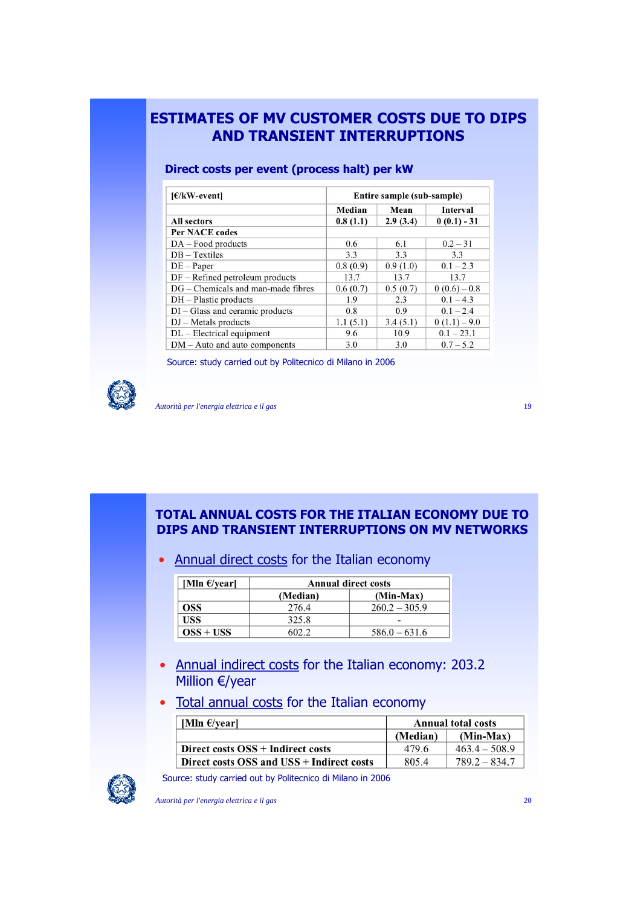# ESTIMATES OF MV CUSTOMER COSTS DUE TO DIPS AND TRANSIENT INTERRUPTIONS

## Direct costs per event (process halt) per kW

| [€/kW-event] | Entire sample (sub-sample) | | |
|---|---|---|---|
| | **Median** | **Mean** | **Interval** |
| **All sectors** | **0.8 (1.1)** | **2.9 (3.4)** | **0 (0.1) - 31** |
| **Per NACE codes** | | | |
| DA – Food products | 0.6 | 6.1 | 0.2 – 31 |
| DB – Textiles | 3.3 | 3.3 | 3.3 |
| DE – Paper | 0.8 (0.9) | 0.9 (1.0) | 0.1 – 2.3 |
| DF – Refined petroleum products | 13.7 | 13.7 | 13.7 |
| DG – Chemicals and man-made fibres | 0.6 (0.7) | 0.5 (0.7) | 0 (0.6) – 0.8 |
| DH – Plastic products | 1.9 | 2.3 | 0.1 – 4.3 |
| DI – Glass and ceramic products | 0.8 | 0.9 | 0.1 – 2.4 |
| DJ – Metals products | 1.1 (5.1) | 3.4 (5.1) | 0 (1.1) – 9.0 |
| DL – Electrical equipment | 9.6 | 10.9 | 0.1 – 23.1 |
| DM – Auto and auto components | 3.0 | 3.0 | 0.7 – 5.2 |

Source: study carried out by Politecnico di Milano in 2006

*Autorità per l'energia elettrica e il gas*

# TOTAL ANNUAL COSTS FOR THE ITALIAN ECONOMY DUE TO DIPS AND TRANSIENT INTERRUPTIONS ON MV NETWORKS

- Annual direct costs for the Italian economy

| [Mln €/year] | Annual direct costs | |
|---|---|---|
| | (Median) | (Min-Max) |
| **OSS** | 276.4 | 260.2 – 305.9 |
| **USS** | 325.8 | - |
| **OSS + USS** | 602.2 | 586.0 – 631.6 |

- Annual indirect costs for the Italian economy: 203.2 Million €/year
- Total annual costs for the Italian economy

| [Mln €/year] | Annual total costs | |
|---|---|---|
| | (Median) | (Min-Max) |
| **Direct costs OSS + Indirect costs** | 479.6 | 463.4 – 508.9 |
| **Direct costs OSS and USS + Indirect costs** | 805.4 | 789.2 – 834.7 |

Source: study carried out by Politecnico di Milano in 2006

*Autorità per l'energia elettrica e il gas*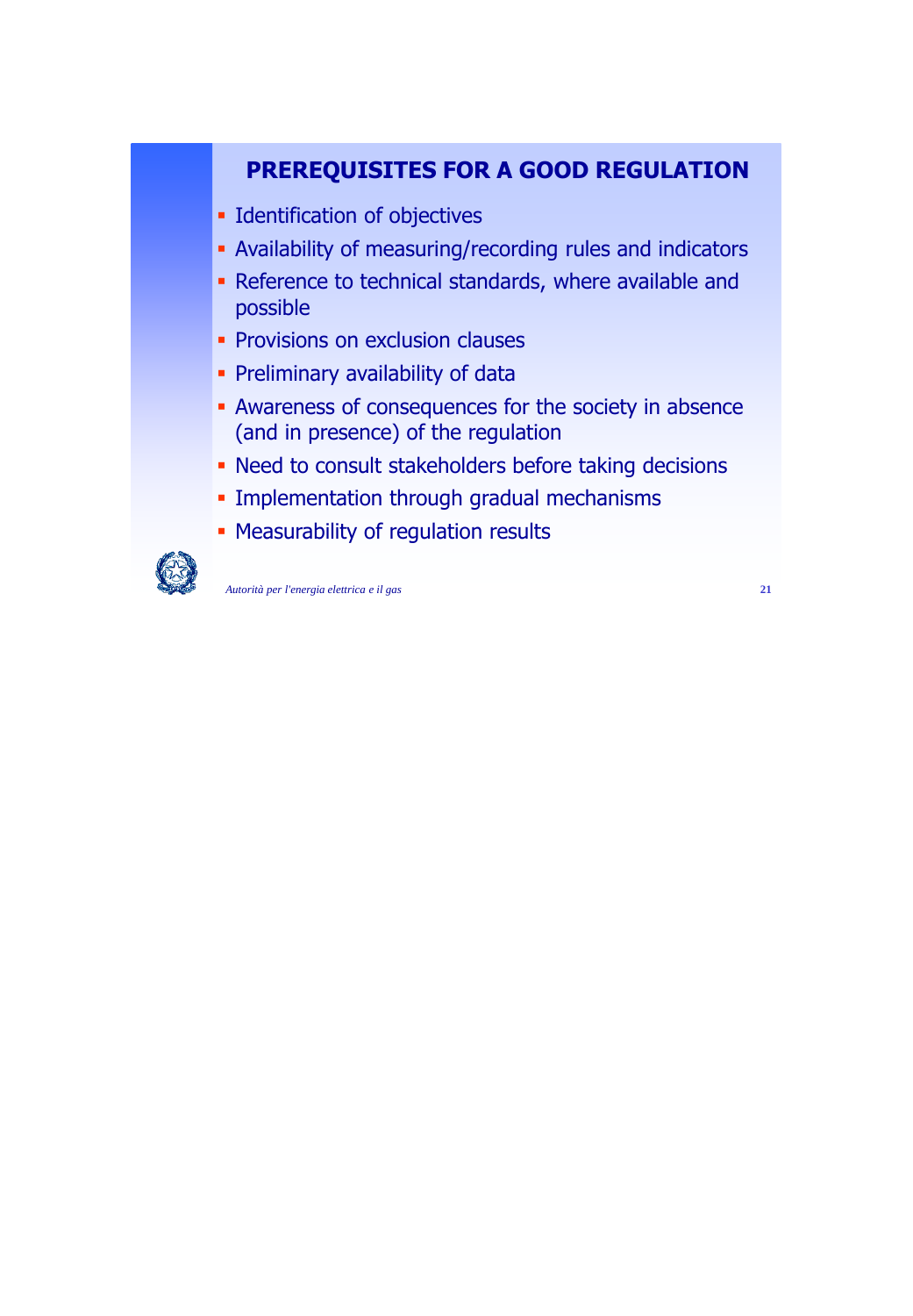## PREREQUISITES FOR A GOOD REGULATION

- Identification of objectives
- Availability of measuring/recording rules and indicators
- Reference to technical standards, where available and possible
- Provisions on exclusion clauses
- Preliminary availability of data
- Awareness of consequences for the society in absence (and in presence) of the regulation
- Need to consult stakeholders before taking decisions
- Implementation through gradual mechanisms
- Measurability of regulation results